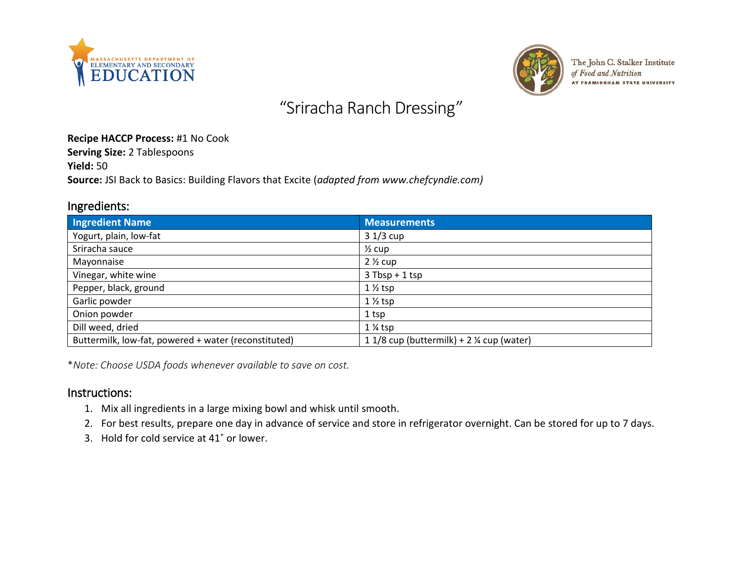# "Sriracha Ranch Dressing"

**Recipe HACCP Process:** #1 No Cook
**Serving Size:** 2 Tablespoons
**Yield:** 50
**Source:** JSI Back to Basics: Building Flavors that Excite (*adapted from www.chefcyndie.com)*

## Ingredients:

| Ingredient Name | Measurements |
|---|---|
| Yogurt, plain, low-fat | 3 1/3 cup |
| Sriracha sauce | ½ cup |
| Mayonnaise | 2 ½ cup |
| Vinegar, white wine | 3 Tbsp + 1 tsp |
| Pepper, black, ground | 1 ½ tsp |
| Garlic powder | 1 ½ tsp |
| Onion powder | 1 tsp |
| Dill weed, dried | 1 ¼ tsp |
| Buttermilk, low-fat, powered + water (reconstituted) | 1 1/8 cup (buttermilk) + 2 ¼ cup (water) |

\**Note: Choose USDA foods whenever available to save on cost.*

## Instructions:

1. Mix all ingredients in a large mixing bowl and whisk until smooth.
2. For best results, prepare one day in advance of service and store in refrigerator overnight. Can be stored for up to 7 days.
3. Hold for cold service at 41˚ or lower.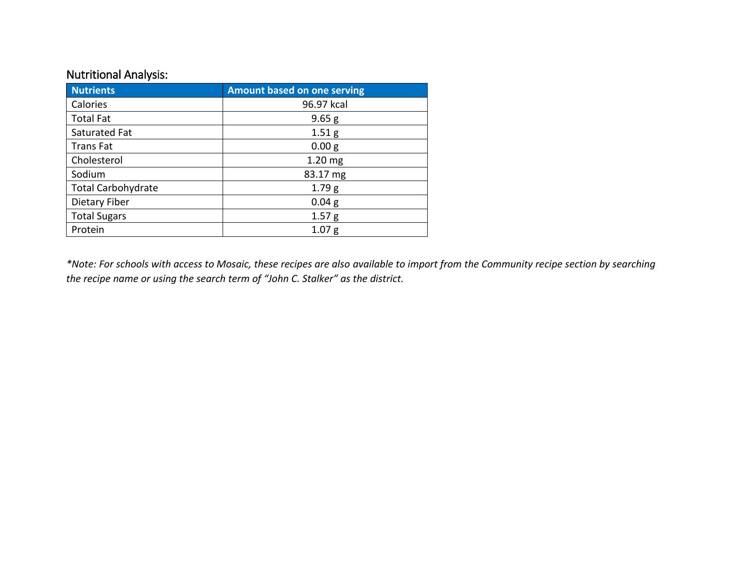Nutritional Analysis:

| Nutrients | Amount based on one serving |
| --- | --- |
| Calories | 96.97 kcal |
| Total Fat | 9.65 g |
| Saturated Fat | 1.51 g |
| Trans Fat | 0.00 g |
| Cholesterol | 1.20 mg |
| Sodium | 83.17 mg |
| Total Carbohydrate | 1.79 g |
| Dietary Fiber | 0.04 g |
| Total Sugars | 1.57 g |
| Protein | 1.07 g |

*\*Note: For schools with access to Mosaic, these recipes are also available to import from the Community recipe section by searching the recipe name or using the search term of "John C. Stalker" as the district.*